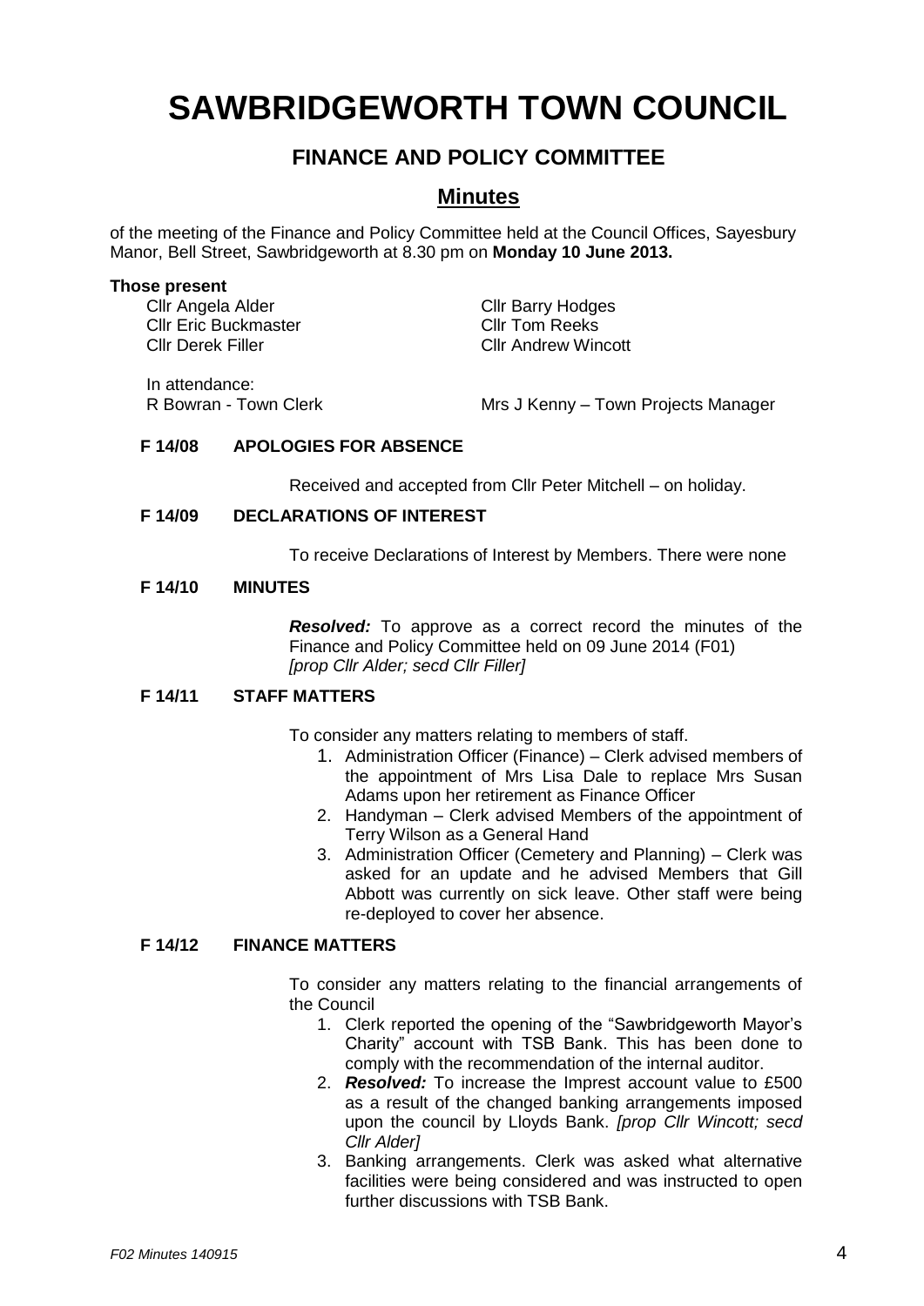# SAWBRIDGEWORTH TOWN COUNCIL

## FINANCE AND POLICY COMMITTEE

## Minutes

of the meeting of the Finance and Policy Committee held at the Council Offices, Sayesbury Manor, Bell Street, Sawbridgeworth at 8.30 pm on **Monday 10 June 2013.**

**Those present**

Cllr Angela Alder
Cllr Eric Buckmaster
Cllr Derek Filler
Cllr Barry Hodges
Cllr Tom Reeks
Cllr Andrew Wincott

In attendance:
R Bowran - Town Clerk
Mrs J Kenny – Town Projects Manager

**F 14/08 APOLOGIES FOR ABSENCE**

Received and accepted from Cllr Peter Mitchell – on holiday.

**F 14/09 DECLARATIONS OF INTEREST**

To receive Declarations of Interest by Members. There were none

**F 14/10 MINUTES**

***Resolved:*** To approve as a correct record the minutes of the Finance and Policy Committee held on 09 June 2014 (F01) *[prop Cllr Alder; secd Cllr Filler]*

**F 14/11 STAFF MATTERS**

To consider any matters relating to members of staff.

1. Administration Officer (Finance) – Clerk advised members of the appointment of Mrs Lisa Dale to replace Mrs Susan Adams upon her retirement as Finance Officer
2. Handyman – Clerk advised Members of the appointment of Terry Wilson as a General Hand
3. Administration Officer (Cemetery and Planning) – Clerk was asked for an update and he advised Members that Gill Abbott was currently on sick leave. Other staff were being re-deployed to cover her absence.

**F 14/12 FINANCE MATTERS**

To consider any matters relating to the financial arrangements of the Council

1. Clerk reported the opening of the "Sawbridgeworth Mayor's Charity" account with TSB Bank. This has been done to comply with the recommendation of the internal auditor.
2. ***Resolved:*** To increase the Imprest account value to £500 as a result of the changed banking arrangements imposed upon the council by Lloyds Bank. *[prop Cllr Wincott; secd Cllr Alder]*
3. Banking arrangements. Clerk was asked what alternative facilities were being considered and was instructed to open further discussions with TSB Bank.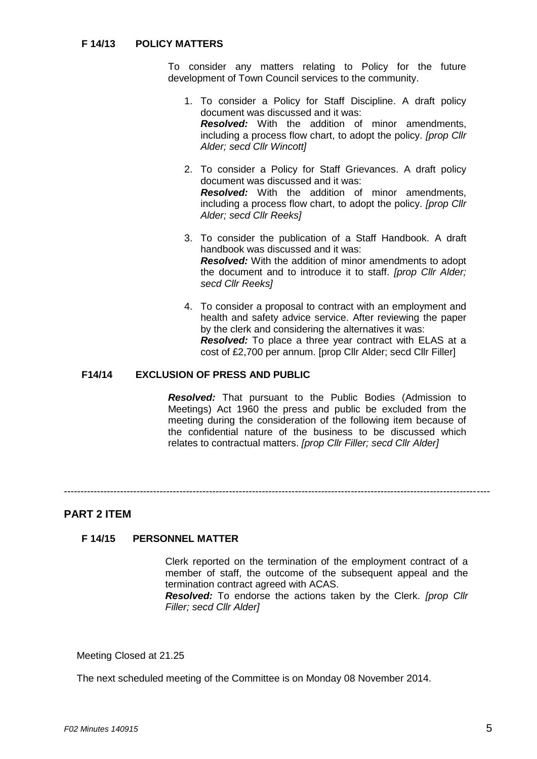### F 14/13 POLICY MATTERS

To consider any matters relating to Policy for the future development of Town Council services to the community.

1. To consider a Policy for Staff Discipline. A draft policy document was discussed and it was:
   ***Resolved:*** With the addition of minor amendments, including a process flow chart, to adopt the policy. *[prop Cllr Alder; secd Cllr Wincott]*

2. To consider a Policy for Staff Grievances. A draft policy document was discussed and it was:
   ***Resolved:*** With the addition of minor amendments, including a process flow chart, to adopt the policy. *[prop Cllr Alder; secd Cllr Reeks]*

3. To consider the publication of a Staff Handbook. A draft handbook was discussed and it was:
   ***Resolved:*** With the addition of minor amendments to adopt the document and to introduce it to staff. *[prop Cllr Alder; secd Cllr Reeks]*

4. To consider a proposal to contract with an employment and health and safety advice service. After reviewing the paper by the clerk and considering the alternatives it was:
   ***Resolved:*** To place a three year contract with ELAS at a cost of £2,700 per annum. [prop Cllr Alder; secd Cllr Filler]

### F14/14 EXCLUSION OF PRESS AND PUBLIC

***Resolved:*** That pursuant to the Public Bodies (Admission to Meetings) Act 1960 the press and public be excluded from the meeting during the consideration of the following item because of the confidential nature of the business to be discussed which relates to contractual matters. *[prop Cllr Filler; secd Cllr Alder]*

---

## PART 2 ITEM

### F 14/15 PERSONNEL MATTER

Clerk reported on the termination of the employment contract of a member of staff, the outcome of the subsequent appeal and the termination contract agreed with ACAS.
***Resolved:*** To endorse the actions taken by the Clerk. *[prop Cllr Filler; secd Cllr Alder]*

Meeting Closed at 21.25

The next scheduled meeting of the Committee is on Monday 08 November 2014.